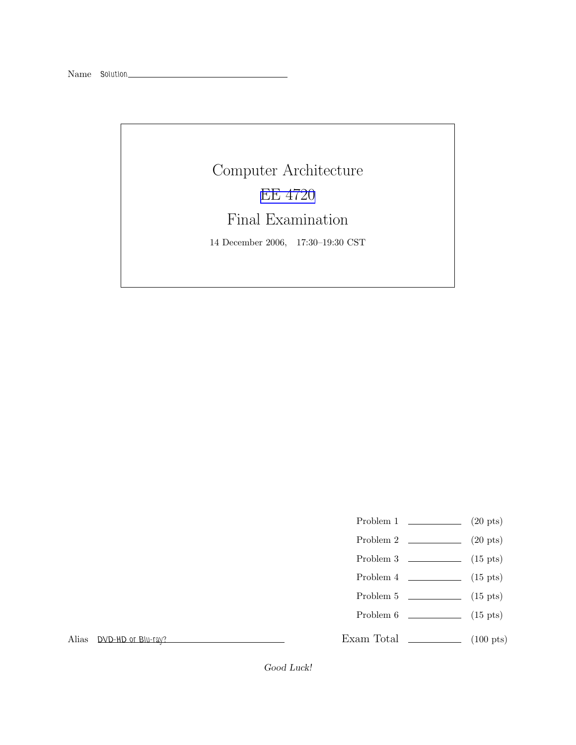Name Solution

# Computer Architecture

## EE 4720

## Final Examination

14 December 2006, 17:30–19:30 CST

| | | |
|---|---|---|
| Problem 1 | | (20 pts) |
| Problem 2 | | (20 pts) |
| Problem 3 | | (15 pts) |
| Problem 4 | | (15 pts) |
| Problem 5 | | (15 pts) |
| Problem 6 | | (15 pts) |
| Exam Total | | (100 pts) |

Alias DVD-HD or Blu-ray?

*Good Luck!*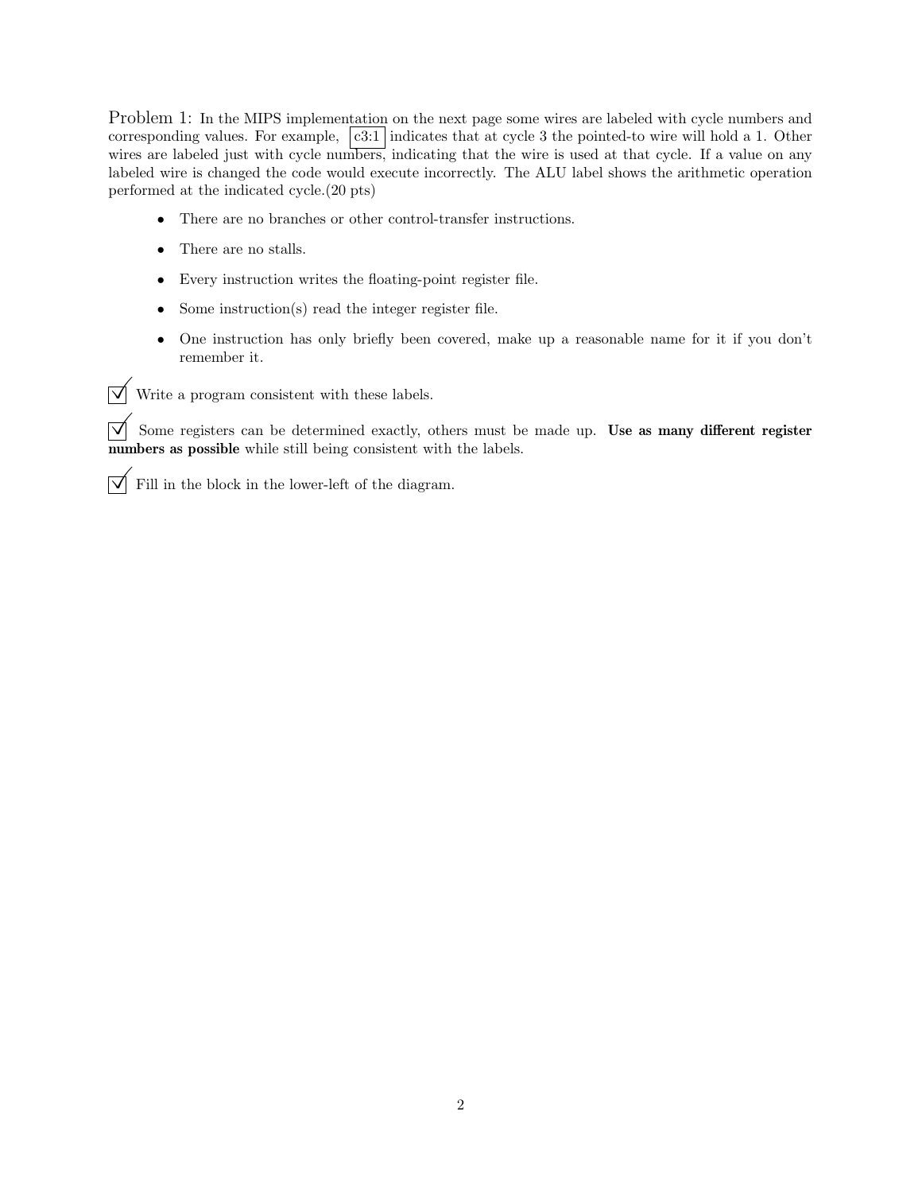Problem 1: In the MIPS implementation on the next page some wires are labeled with cycle numbers and corresponding values. For example, c3:1 indicates that at cycle 3 the pointed-to wire will hold a 1. Other wires are labeled just with cycle numbers, indicating that the wire is used at that cycle. If a value on any labeled wire is changed the code would execute incorrectly. The ALU label shows the arithmetic operation performed at the indicated cycle.(20 pts)

- There are no branches or other control-transfer instructions.
- There are no stalls.
- Every instruction writes the floating-point register file.
- Some instruction(s) read the integer register file.
- One instruction has only briefly been covered, make up a reasonable name for it if you don't remember it.

☑ Write a program consistent with these labels.

☑ Some registers can be determined exactly, others must be made up. **Use as many different register numbers as possible** while still being consistent with the labels.

☑ Fill in the block in the lower-left of the diagram.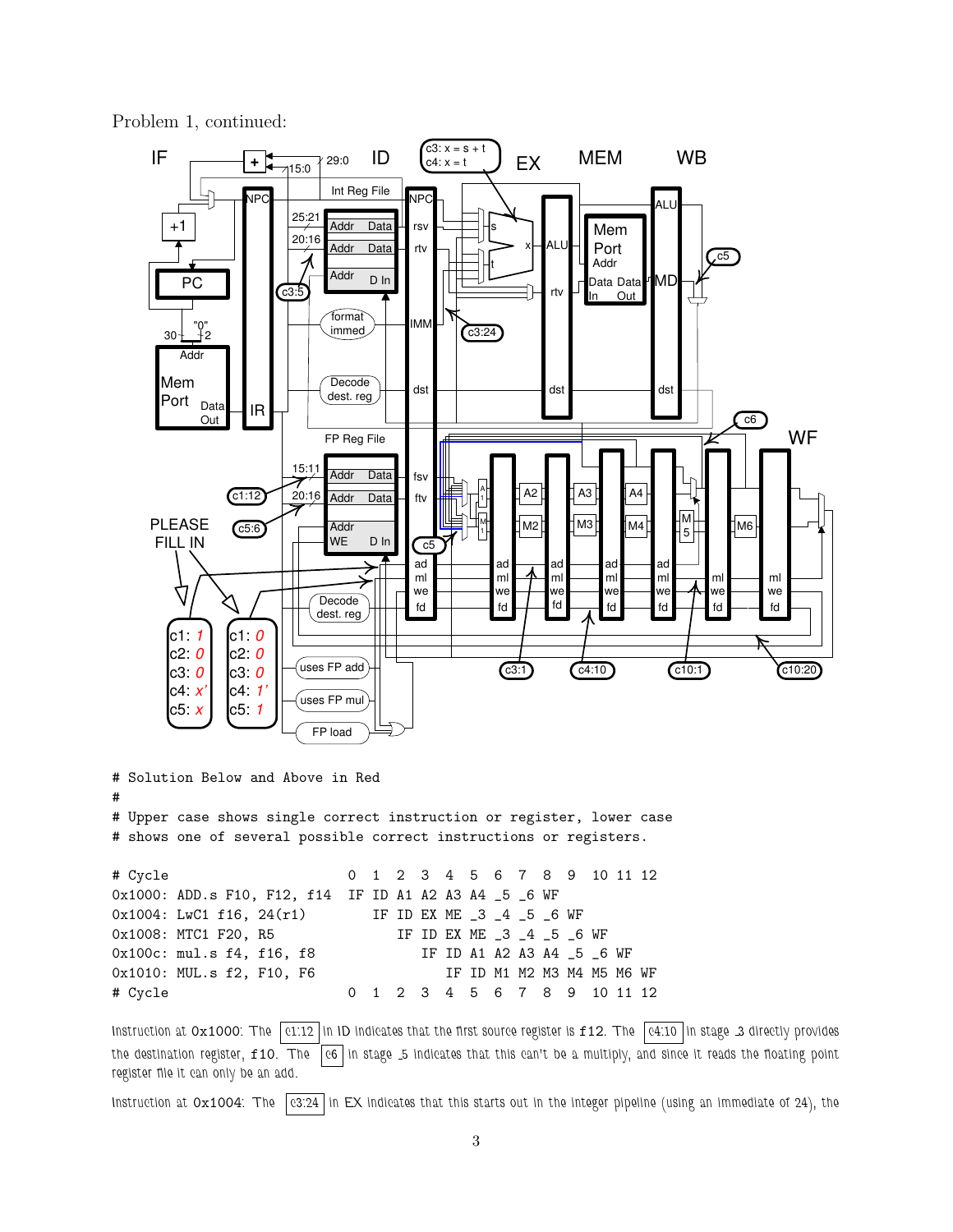Problem 1, continued:

PLEASE FILL IN

c1: *1*
c2: *0*
c3: *0*
c4: *x'*
c5: *x*

c1: *0*
c2: *0*
c3: *0*
c4: *1'*
c5: *1*

```
# Solution Below and Above in Red
#
# Upper case shows single correct instruction or register, lower case
# shows one of several possible correct instructions or registers.

# Cycle                       0  1  2  3  4  5  6  7  8  9  10 11 12
0x1000: ADD.s F10, F12, f14   IF ID A1 A2 A3 A4 _5 _6 WF
0x1004: LwC1 f16, 24(r1)         IF ID EX ME _3 _4 _5 _6 WF
0x1008: MTC1 F20, R5                IF ID EX ME _3 _4 _5 _6 WF
0x100c: mul.s f4, f16, f8              IF ID A1 A2 A3 A4 _5 _6 WF
0x1010: MUL.s f2, F10, F6                 IF ID M1 M2 M3 M4 M5 M6 WF
# Cycle                       0  1  2  3  4  5  6  7  8  9  10 11 12
```

Instruction at 0x1000: The c1:12 in ID indicates that the first source register is f12. The c4:10 in stage _3 directly provides the destination register, f10. The c6 in stage _5 indicates that this can't be a multiply, and since it reads the floating point register file it can only be an add.

Instruction at 0x1004: The c3:24 in EX indicates that this starts out in the integer pipeline (using an immediate of 24), the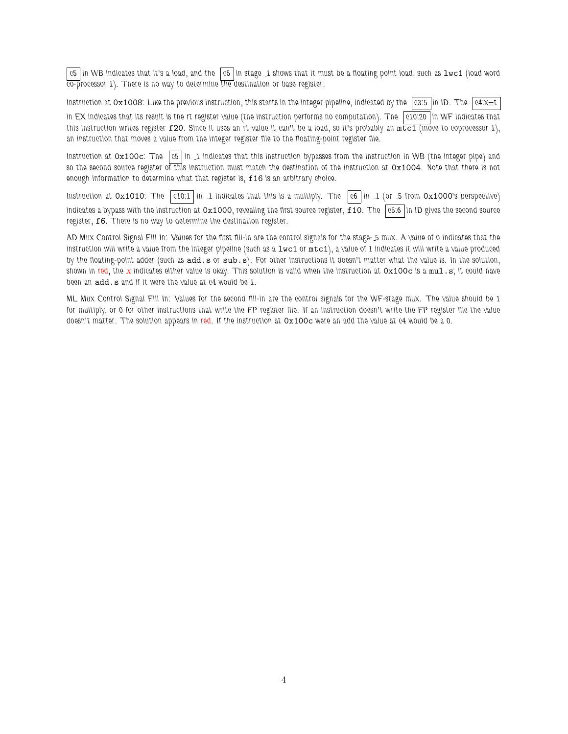[c5] in WB indicates that it's a load, and the [c5] in stage _1 shows that it must be a floating point load, such as `lwc1` (load word co-processor 1). There is no way to determine the destination or base register.

Instruction at `0x1008`: Like the previous instruction, this starts in the integer pipeline, indicated by the [c3:5] in ID. The [c4:X=t] in EX indicates that its result is the rt register value (the instruction performs no computation). The [c10:20] in WF indicates that this instruction writes register `f20`. Since it uses an rt value it can't be a load, so it's probably an `mtc1` (move to coprocessor 1), an instruction that moves a value from the integer register file to the floating-point register file.

Instruction at `0x100c`: The [c5] in _1 indicates that this instruction bypasses from the instruction in WB (the integer pipe) and so the second source register of this instruction must match the destination of the instruction at `0x1004`. Note that there is not enough information to determine what that register is, `f16` is an arbitrary choice.

Instruction at `0x1010`: The [c10:1] in _1 indicates that this is a multiply. The [c6] in _1 (or _5 from `0x1000`'s perspective) indicates a bypass with the instruction at `0x1000`, revealing the first source register, `f10`. The [c5:6] in ID gives the second source register, `f6`. There is no way to determine the destination register.

AD Mux Control Signal Fill In: Values for the first fill-in are the control signals for the stage-_5 mux. A value of 0 indicates that the instruction will write a value from the integer pipeline (such as a `lwc1` or `mtc1`), a value of 1 indicates it will write a value produced by the floating-point adder (such as `add.s` or `sub.s`). For other instructions it doesn't matter what the value is. In the solution, shown in red, the $x$ indicates either value is okay. This solution is valid when the instruction at `0x100c` is a `mul.s`; it could have been an `add.s` and if it were the value at c4 would be 1.

ML Mux Control Signal Fill In: Values for the second fill-in are the control signals for the WF-stage mux. The value should be 1 for multiply, or 0 for other instructions that write the FP register file. If an instruction doesn't write the FP register file the value doesn't matter. The solution appears in red. If the instruction at `0x100c` were an add the value at c4 would be a 0.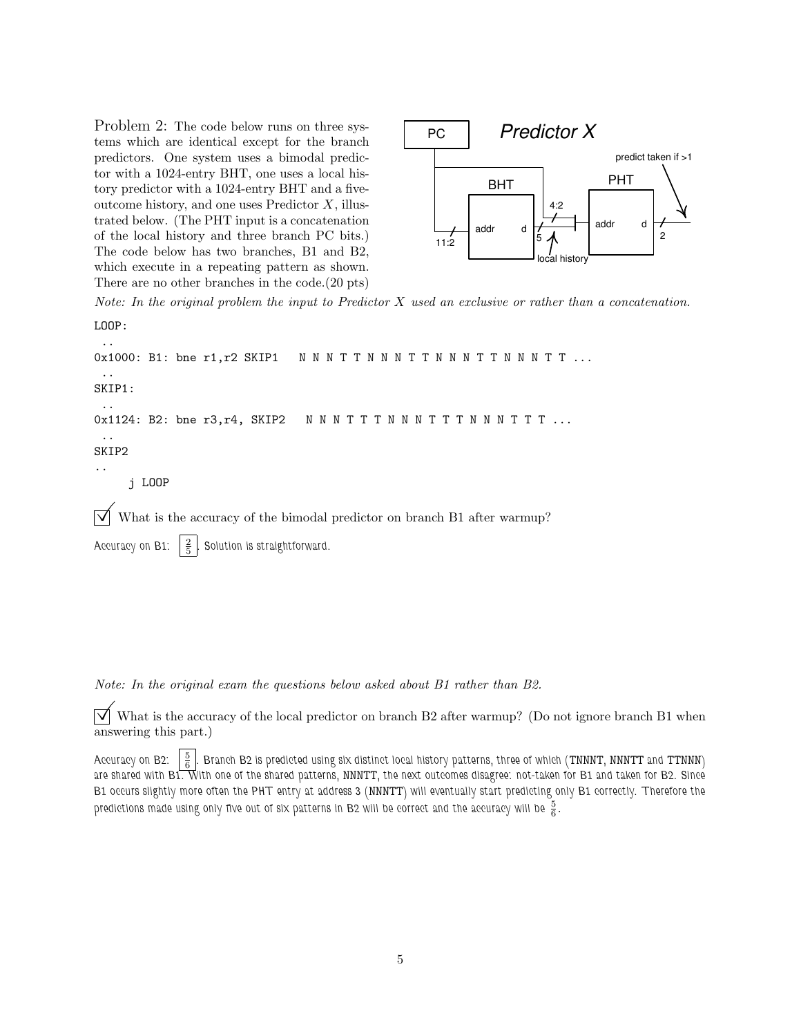Problem 2: The code below runs on three systems which are identical except for the branch predictors. One system uses a bimodal predictor with a 1024-entry BHT, one uses a local history predictor with a 1024-entry BHT and a five-outcome history, and one uses Predictor $X$, illustrated below. (The PHT input is a concatenation of the local history and three branch PC bits.) The code below has two branches, B1 and B2, which execute in a repeating pattern as shown. There are no other branches in the code.(20 pts)

*Note: In the original problem the input to Predictor X used an exclusive or rather than a concatenation.*

```
LOOP:
 ..
0x1000: B1: bne r1,r2 SKIP1   N N N T T N N N T T N N N T T N N N T T ...
 ..
SKIP1:
 ..
0x1124: B2: bne r3,r4, SKIP2   N N N T T T N N N T T T N N N T T T ...
 ..
SKIP2
..
     j LOOP
```

☑ What is the accuracy of the bimodal predictor on branch B1 after warmup?

Accuracy on B1: $\frac{2}{5}$. Solution is straightforward.

*Note: In the original exam the questions below asked about B1 rather than B2.*

☑ What is the accuracy of the local predictor on branch B2 after warmup? (Do not ignore branch B1 when answering this part.)

Accuracy on B2: $\frac{5}{6}$. Branch B2 is predicted using six distinct local history patterns, three of which (TNNNT, NNNTT and TTNNN) are shared with B1. With one of the shared patterns, NNNTT, the next outcomes disagree: not-taken for B1 and taken for B2. Since B1 occurs slightly more often the PHT entry at address 3 (NNNTT) will eventually start predicting only B1 correctly. Therefore the predictions made using only five out of six patterns in B2 will be correct and the accuracy will be $\frac{5}{6}$.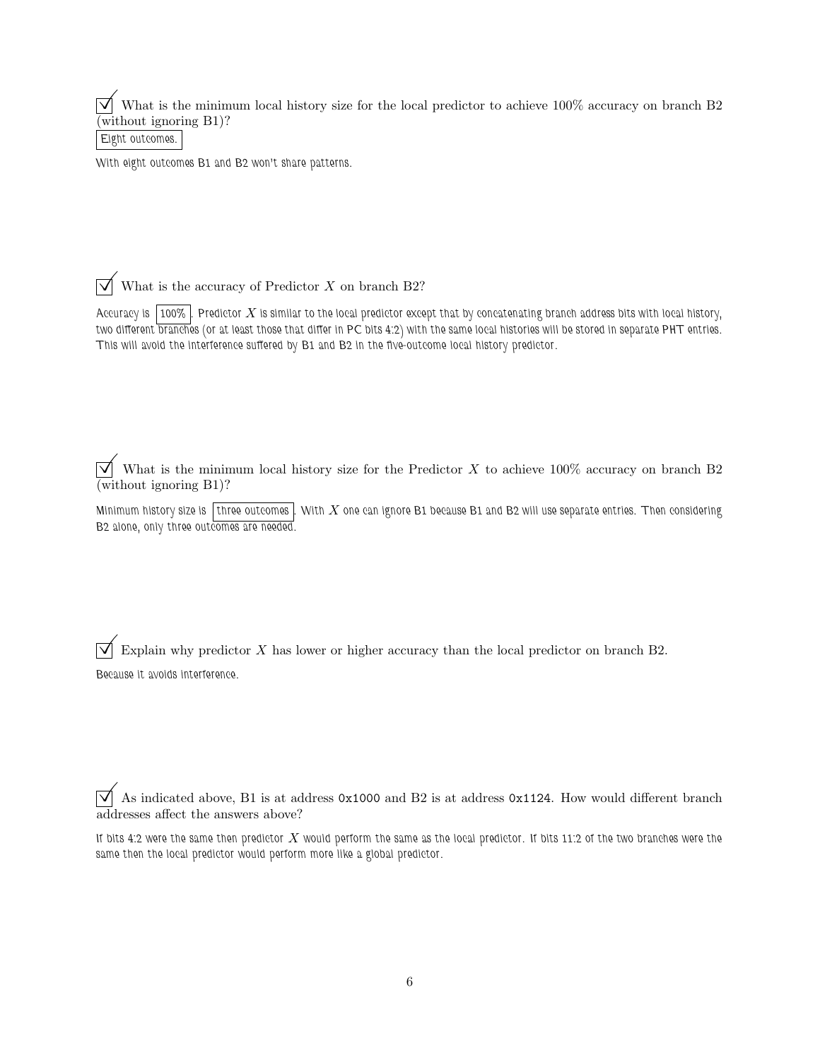☑ What is the minimum local history size for the local predictor to achieve 100% accuracy on branch B2 (without ignoring B1)?

Eight outcomes.

With eight outcomes B1 and B2 won't share patterns.

☑ What is the accuracy of Predictor $X$ on branch B2?

Accuracy is 100%. Predictor $X$ is similar to the local predictor except that by concatenating branch address bits with local history, two different branches (or at least those that differ in PC bits 4:2) with the same local histories will be stored in separate PHT entries. This will avoid the interference suffered by B1 and B2 in the five-outcome local history predictor.

☑ What is the minimum local history size for the Predictor $X$ to achieve 100% accuracy on branch B2 (without ignoring B1)?

Minimum history size is three outcomes. With $X$ one can ignore B1 because B1 and B2 will use separate entries. Then considering B2 alone, only three outcomes are needed.

☑ Explain why predictor $X$ has lower or higher accuracy than the local predictor on branch B2.

Because it avoids interference.

☑ As indicated above, B1 is at address `0x1000` and B2 is at address `0x1124`. How would different branch addresses affect the answers above?

If bits 4:2 were the same then predictor $X$ would perform the same as the local predictor. If bits 11:2 of the two branches were the same then the local predictor would perform more like a global predictor.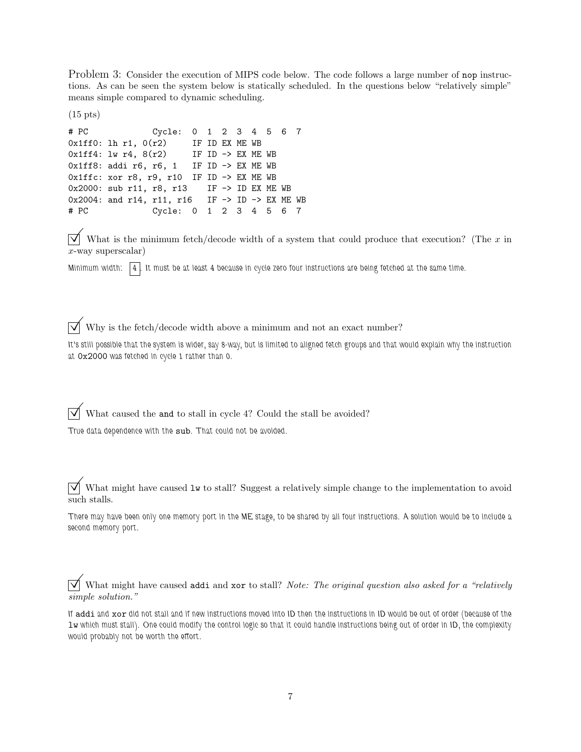Problem 3: Consider the execution of MIPS code below. The code follows a large number of `nop` instructions. As can be seen the system below is statically scheduled. In the questions below "relatively simple" means simple compared to dynamic scheduling.

(15 pts)

```
# PC             Cycle:  0  1  2  3  4  5  6  7
0x1ff0: lh r1, 0(r2)     IF ID EX ME WB
0x1ff4: lw r4, 8(r2)     IF ID -> EX ME WB
0x1ff8: addi r6, r6, 1   IF ID -> EX ME WB
0x1ffc: xor r8, r9, r10  IF ID -> EX ME WB
0x2000: sub r11, r8, r13    IF -> ID EX ME WB
0x2004: and r14, r11, r16   IF -> ID -> EX ME WB
# PC             Cycle:  0  1  2  3  4  5  6  7
```

☑ What is the minimum fetch/decode width of a system that could produce that execution? (The $x$ in $x$-way superscalar)

Minimum width: 4. It must be at least 4 because in cycle zero four instructions are being fetched at the same time.

☑ Why is the fetch/decode width above a minimum and not an exact number?

It's still possible that the system is wider, say 8-way, but is limited to aligned fetch groups and that would explain why the instruction at `0x2000` was fetched in cycle 1 rather than 0.

☑ What caused the `and` to stall in cycle 4? Could the stall be avoided?

True data dependence with the `sub`. That could not be avoided.

☑ What might have caused `lw` to stall? Suggest a relatively simple change to the implementation to avoid such stalls.

There may have been only one memory port in the ME stage, to be shared by all four instructions. A solution would be to include a second memory port.

☑ What might have caused `addi` and `xor` to stall? *Note: The original question also asked for a "relatively simple solution."*

If `addi` and `xor` did not stall and if new instructions moved into ID then the instructions in ID would be out of order (because of the `lw` which must stall). One could modify the control logic so that it could handle instructions being out of order in ID, the complexity would probably not be worth the effort.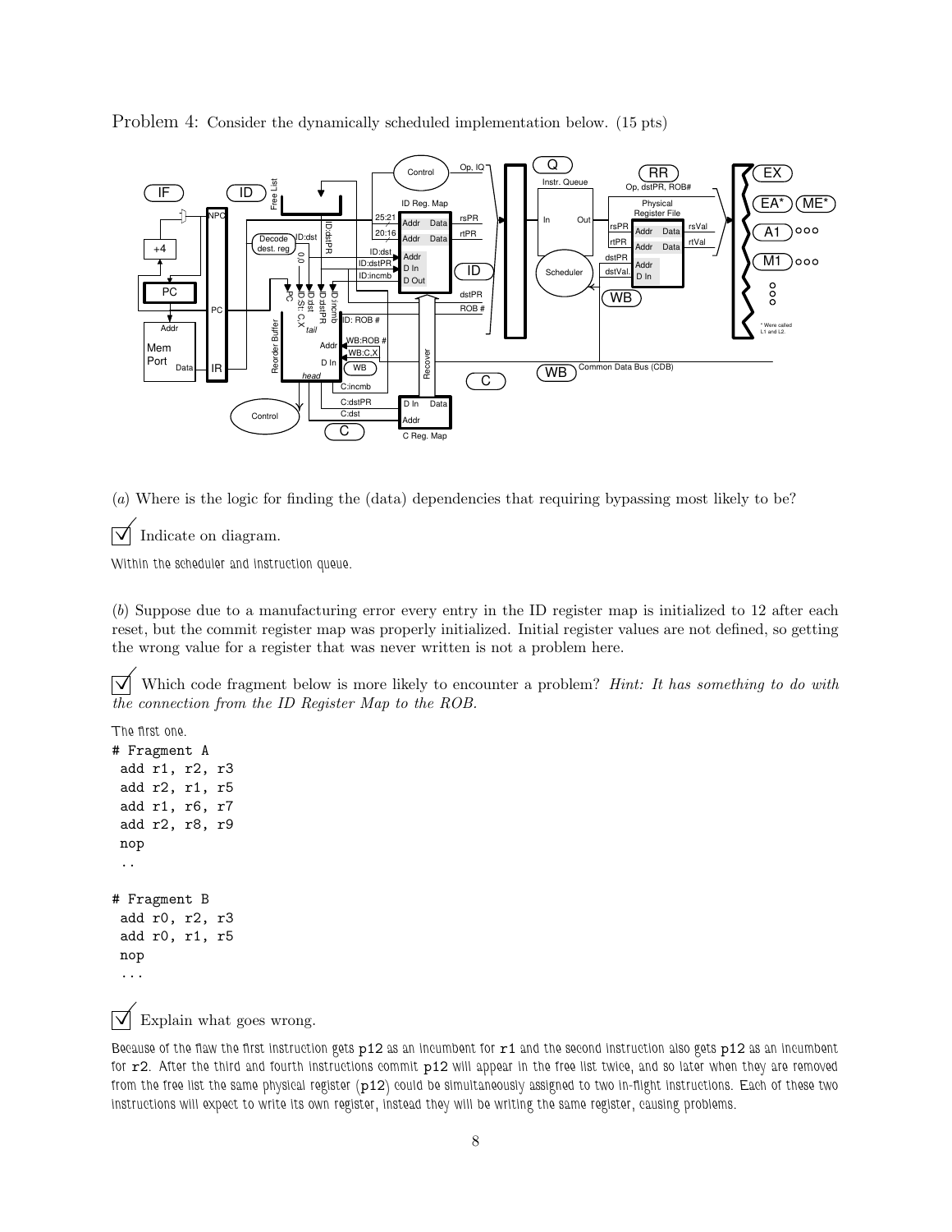Problem 4: Consider the dynamically scheduled implementation below. (15 pts)

(*a*) Where is the logic for finding the (data) dependencies that requiring bypassing most likely to be?

☑ Indicate on diagram.

Within the scheduler and instruction queue.

(*b*) Suppose due to a manufacturing error every entry in the ID register map is initialized to 12 after each reset, but the commit register map was properly initialized. Initial register values are not defined, so getting the wrong value for a register that was never written is not a problem here.

☑ Which code fragment below is more likely to encounter a problem? *Hint: It has something to do with the connection from the ID Register Map to the ROB.*

The first one.

```
# Fragment A
 add r1, r2, r3
 add r2, r1, r5
 add r1, r6, r7
 add r2, r8, r9
 nop
 ..

# Fragment B
 add r0, r2, r3
 add r0, r1, r5
 nop
 ...
```

☑ Explain what goes wrong.

Because of the flaw the first instruction gets `p12` as an incumbent for `r1` and the second instruction also gets `p12` as an incumbent for `r2`. After the third and fourth instructions commit `p12` will appear in the free list twice, and so later when they are removed from the free list the same physical register (`p12`) could be simultaneously assigned to two in-flight instructions. Each of these two instructions will expect to write its own register, instead they will be writing the same register, causing problems.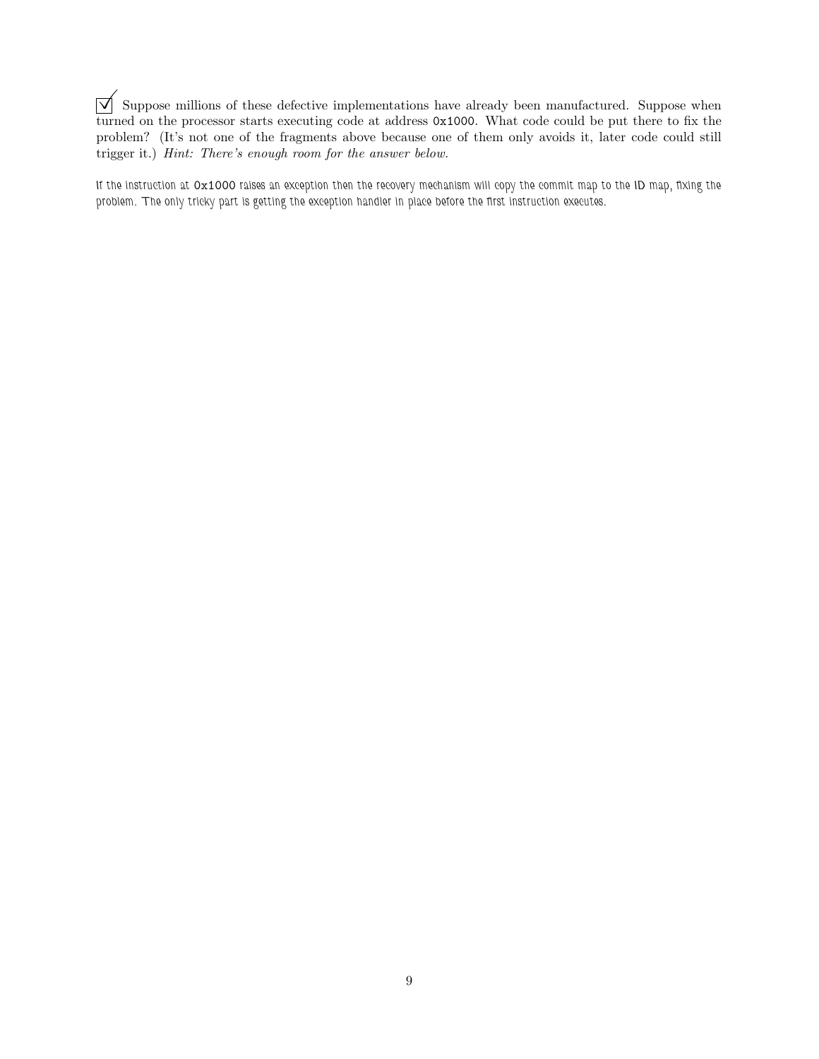☑ Suppose millions of these defective implementations have already been manufactured. Suppose when turned on the processor starts executing code at address `0x1000`. What code could be put there to fix the problem? (It's not one of the fragments above because one of them only avoids it, later code could still trigger it.) *Hint: There's enough room for the answer below.*

If the instruction at `0x1000` raises an exception then the recovery mechanism will copy the commit map to the ID map, fixing the problem. The only tricky part is getting the exception handler in place before the first instruction executes.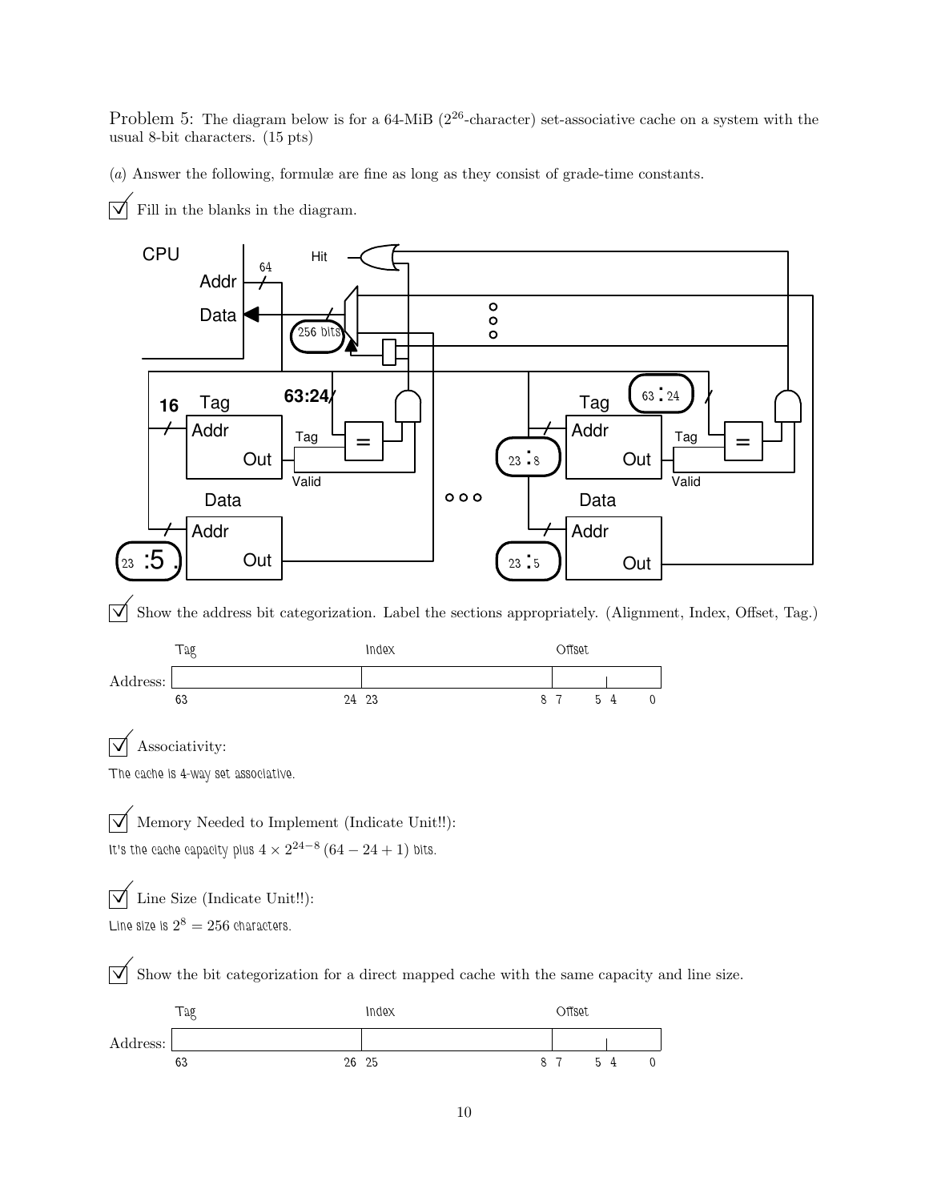Problem 5: The diagram below is for a 64-MiB ($2^{26}$-character) set-associative cache on a system with the usual 8-bit characters. (15 pts)

(*a*) Answer the following, formulæ are fine as long as they consist of grade-time constants.

☑ Fill in the blanks in the diagram.

CPU Addr 64 Data Hit 256 bits 16 Tag 63:24 Addr Tag = Out Valid Data Addr 23 :5 Out Tag 63 : 24 Addr 23 : 8 Tag = Out Valid Data Addr 23 : 5 Out

☑ Show the address bit categorization. Label the sections appropriately. (Alignment, Index, Offset, Tag.)

| | Tag | Index | Offset |
|---|---|---|---|
| Address: | 63 … 24 | 23 … 8 | 7 … 5, 4 … 0 |

☑ Associativity:

The cache is 4-way set associative.

☑ Memory Needed to Implement (Indicate Unit!!):

It's the cache capacity plus $4 \times 2^{24-8}\,(64 - 24 + 1)$ bits.

☑ Line Size (Indicate Unit!!):

Line size is $2^8 = 256$ characters.

☑ Show the bit categorization for a direct mapped cache with the same capacity and line size.

| | Tag | Index | Offset |
|---|---|---|---|
| Address: | 63 … 26 | 25 … 8 | 7 … 5, 4 … 0 |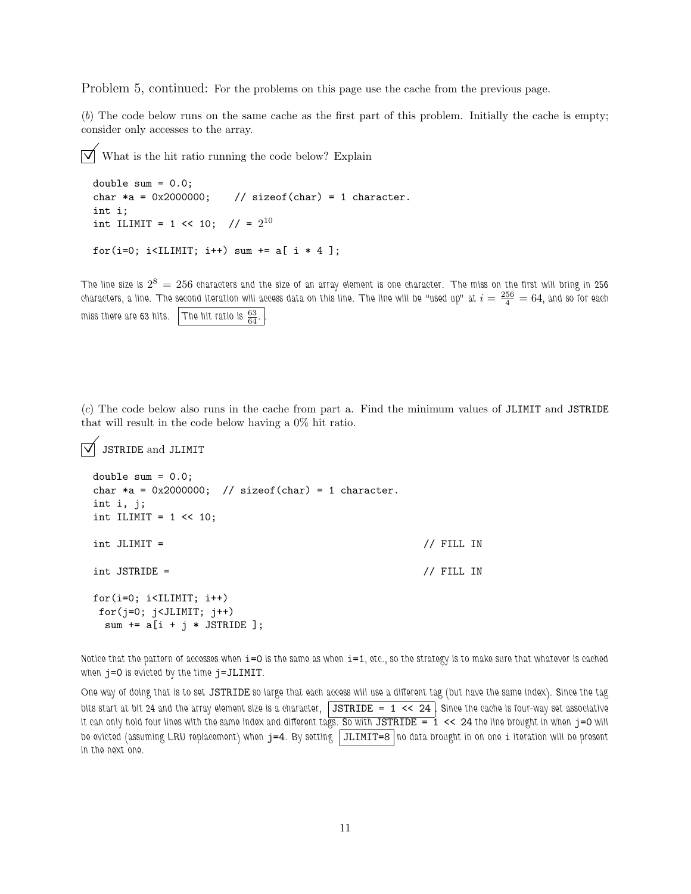Problem 5, continued: For the problems on this page use the cache from the previous page.

(*b*) The code below runs on the same cache as the first part of this problem. Initially the cache is empty; consider only accesses to the array.

☑ What is the hit ratio running the code below? Explain

```
double sum = 0.0;
char *a = 0x2000000;    // sizeof(char) = 1 character.
int i;
int ILIMIT = 1 << 10;  // = 2^10

for(i=0; i<ILIMIT; i++) sum += a[ i * 4 ];
```

The line size is $2^8 = 256$ characters and the size of an array element is one character. The miss on the first will bring in 256 characters, a line. The second iteration will access data on this line. The line will be "used up" at $i = \frac{256}{4} = 64$, and so for each miss there are 63 hits. The hit ratio is $\frac{63}{64}$.

(*c*) The code below also runs in the cache from part a. Find the minimum values of JLIMIT and JSTRIDE that will result in the code below having a 0% hit ratio.

☑ JSTRIDE and JLIMIT

```
double sum = 0.0;
char *a = 0x2000000;  // sizeof(char) = 1 character.
int i, j;
int ILIMIT = 1 << 10;

int JLIMIT =                                        // FILL IN

int JSTRIDE =                                       // FILL IN

for(i=0; i<ILIMIT; i++)
 for(j=0; j<JLIMIT; j++)
  sum += a[i + j * JSTRIDE ];
```

Notice that the pattern of accesses when i=0 is the same as when i=1, etc., so the strategy is to make sure that whatever is cached when j=0 is evicted by the time j=JLIMIT.

One way of doing that is to set JSTRIDE so large that each access will use a different tag (but have the same index). Since the tag bits start at bit 24 and the array element size is a character, JSTRIDE = 1 << 24. Since the cache is four-way set associative it can only hold four lines with the same index and different tags. So with JSTRIDE = 1 << 24 the line brought in when j=0 will be evicted (assuming LRU replacement) when j=4. By setting JLIMIT=8 no data brought in on one i iteration will be present in the next one.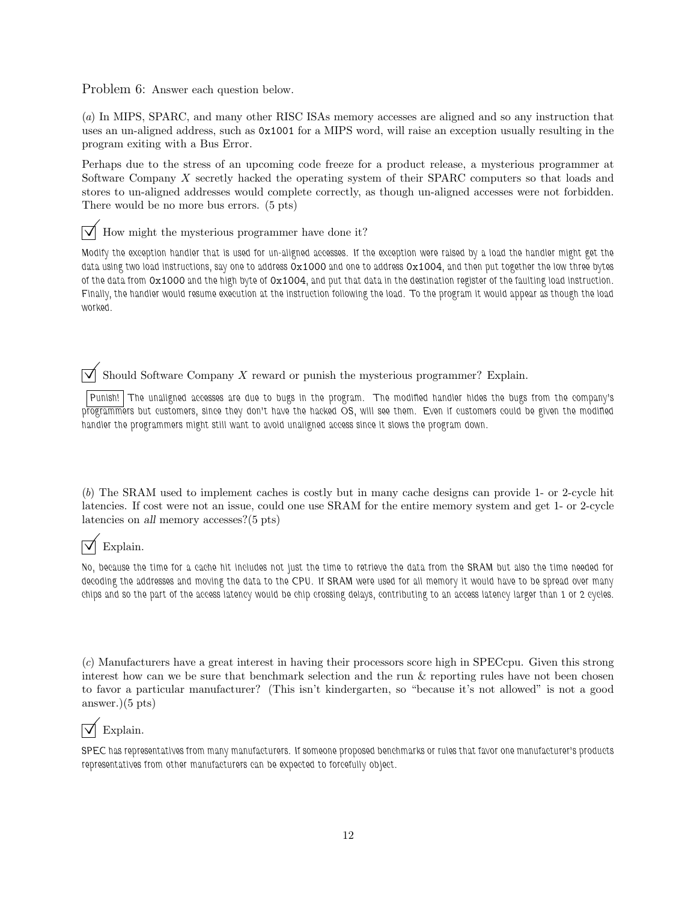Problem 6: Answer each question below.

(*a*) In MIPS, SPARC, and many other RISC ISAs memory accesses are aligned and so any instruction that uses an un-aligned address, such as `0x1001` for a MIPS word, will raise an exception usually resulting in the program exiting with a Bus Error.

Perhaps due to the stress of an upcoming code freeze for a product release, a mysterious programmer at Software Company $X$ secretly hacked the operating system of their SPARC computers so that loads and stores to un-aligned addresses would complete correctly, as though un-aligned accesses were not forbidden. There would be no more bus errors. (5 pts)

☑ How might the mysterious programmer have done it?

*Modify the exception handler that is used for un-aligned accesses. If the exception were raised by a load the handler might get the data using two load instructions, say one to address `0x1000` and one to address `0x1004`, and then put together the low three bytes of the data from `0x1000` and the high byte of `0x1004`, and put that data in the destination register of the faulting load instruction. Finally, the handler would resume execution at the instruction following the load. To the program it would appear as though the load worked.*

☑ Should Software Company $X$ reward or punish the mysterious programmer? Explain.

*Punish! The unaligned accesses are due to bugs in the program. The modified handler hides the bugs from the company's programmers but customers, since they don't have the hacked OS, will see them. Even if customers could be given the modified handler the programmers might still want to avoid unaligned access since it slows the program down.*

(*b*) The SRAM used to implement caches is costly but in many cache designs can provide 1- or 2-cycle hit latencies. If cost were not an issue, could one use SRAM for the entire memory system and get 1- or 2-cycle latencies on *all* memory accesses?(5 pts)

☑ Explain.

*No, because the time for a cache hit includes not just the time to retrieve the data from the SRAM but also the time needed for decoding the addresses and moving the data to the CPU. If SRAM were used for all memory it would have to be spread over many chips and so the part of the access latency would be chip crossing delays, contributing to an access latency larger than 1 or 2 cycles.*

(*c*) Manufacturers have a great interest in having their processors score high in SPECcpu. Given this strong interest how can we be sure that benchmark selection and the run & reporting rules have not been chosen to favor a particular manufacturer? (This isn't kindergarten, so "because it's not allowed" is not a good answer.)(5 pts)

☑ Explain.

*SPEC has representatives from many manufacturers. If someone proposed benchmarks or rules that favor one manufacturer's products representatives from other manufacturers can be expected to forcefully object.*